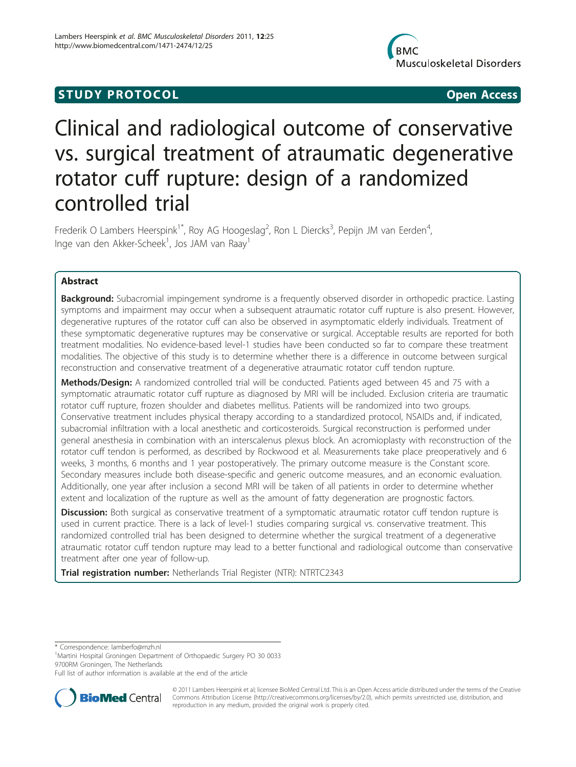STUDY PROTOCOL **Open Access**

# Clinical and radiological outcome of conservative vs. surgical treatment of atraumatic degenerative rotator cuff rupture: design of a randomized controlled trial

Frederik O Lambers Heerspink[1*], Roy AG Hoogeslag[2], Ron L Diercks[3], Pepijn JM van Eerden[4], Inge van den Akker-Scheek[1], Jos JAM van Raay[1]

## Abstract

**Background:** Subacromial impingement syndrome is a frequently observed disorder in orthopedic practice. Lasting symptoms and impairment may occur when a subsequent atraumatic rotator cuff rupture is also present. However, degenerative ruptures of the rotator cuff can also be observed in asymptomatic elderly individuals. Treatment of these symptomatic degenerative ruptures may be conservative or surgical. Acceptable results are reported for both treatment modalities. No evidence-based level-1 studies have been conducted so far to compare these treatment modalities. The objective of this study is to determine whether there is a difference in outcome between surgical reconstruction and conservative treatment of a degenerative atraumatic rotator cuff tendon rupture.

**Methods/Design:** A randomized controlled trial will be conducted. Patients aged between 45 and 75 with a symptomatic atraumatic rotator cuff rupture as diagnosed by MRI will be included. Exclusion criteria are traumatic rotator cuff rupture, frozen shoulder and diabetes mellitus. Patients will be randomized into two groups. Conservative treatment includes physical therapy according to a standardized protocol, NSAIDs and, if indicated, subacromial infiltration with a local anesthetic and corticosteroids. Surgical reconstruction is performed under general anesthesia in combination with an interscalenus plexus block. An acromioplasty with reconstruction of the rotator cuff tendon is performed, as described by Rockwood et al. Measurements take place preoperatively and 6 weeks, 3 months, 6 months and 1 year postoperatively. The primary outcome measure is the Constant score. Secondary measures include both disease-specific and generic outcome measures, and an economic evaluation. Additionally, one year after inclusion a second MRI will be taken of all patients in order to determine whether extent and localization of the rupture as well as the amount of fatty degeneration are prognostic factors.

**Discussion:** Both surgical as conservative treatment of a symptomatic atraumatic rotator cuff tendon rupture is used in current practice. There is a lack of level-1 studies comparing surgical vs. conservative treatment. This randomized controlled trial has been designed to determine whether the surgical treatment of a degenerative atraumatic rotator cuff tendon rupture may lead to a better functional and radiological outcome than conservative treatment after one year of follow-up.

**Trial registration number:** Netherlands Trial Register (NTR): NTRTC2343

\* Correspondence: lamberfo@mzh.nl

[1]Martini Hospital Groningen Department of Orthopaedic Surgery PO 30 0033 9700RM Groningen, The Netherlands

Full list of author information is available at the end of the article

© 2011 Lambers Heerspink et al; licensee BioMed Central Ltd. This is an Open Access article distributed under the terms of the Creative Commons Attribution License (http://creativecommons.org/licenses/by/2.0), which permits unrestricted use, distribution, and reproduction in any medium, provided the original work is properly cited.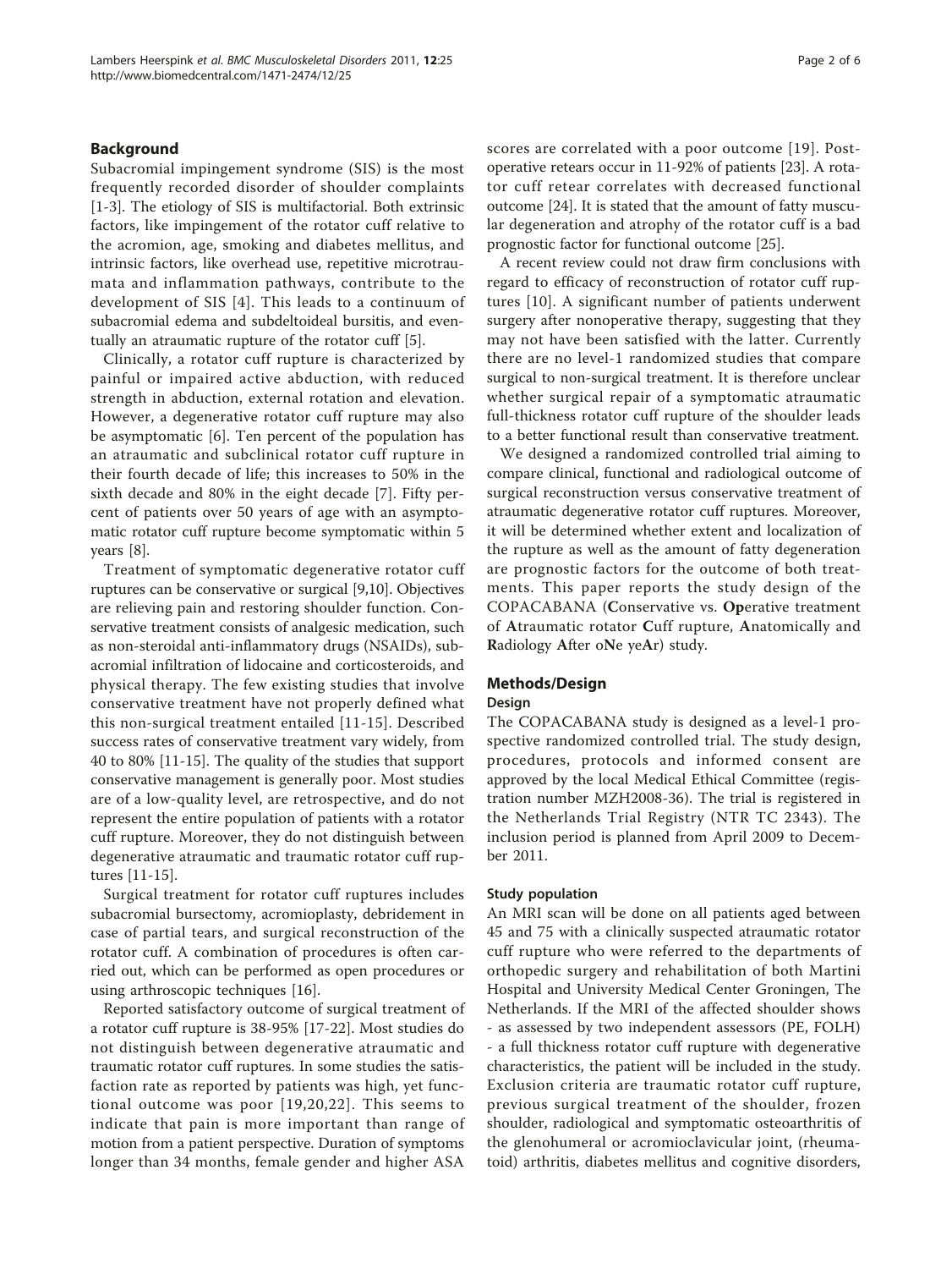## Background

Subacromial impingement syndrome (SIS) is the most frequently recorded disorder of shoulder complaints [1-3]. The etiology of SIS is multifactorial. Both extrinsic factors, like impingement of the rotator cuff relative to the acromion, age, smoking and diabetes mellitus, and intrinsic factors, like overhead use, repetitive microtraumata and inflammation pathways, contribute to the development of SIS [4]. This leads to a continuum of subacromial edema and subdeltoideal bursitis, and eventually an atraumatic rupture of the rotator cuff [5].

Clinically, a rotator cuff rupture is characterized by painful or impaired active abduction, with reduced strength in abduction, external rotation and elevation. However, a degenerative rotator cuff rupture may also be asymptomatic [6]. Ten percent of the population has an atraumatic and subclinical rotator cuff rupture in their fourth decade of life; this increases to 50% in the sixth decade and 80% in the eight decade [7]. Fifty percent of patients over 50 years of age with an asymptomatic rotator cuff rupture become symptomatic within 5 years [8].

Treatment of symptomatic degenerative rotator cuff ruptures can be conservative or surgical [9,10]. Objectives are relieving pain and restoring shoulder function. Conservative treatment consists of analgesic medication, such as non-steroidal anti-inflammatory drugs (NSAIDs), subacromial infiltration of lidocaine and corticosteroids, and physical therapy. The few existing studies that involve conservative treatment have not properly defined what this non-surgical treatment entailed [11-15]. Described success rates of conservative treatment vary widely, from 40 to 80% [11-15]. The quality of the studies that support conservative management is generally poor. Most studies are of a low-quality level, are retrospective, and do not represent the entire population of patients with a rotator cuff rupture. Moreover, they do not distinguish between degenerative atraumatic and traumatic rotator cuff ruptures [11-15].

Surgical treatment for rotator cuff ruptures includes subacromial bursectomy, acromioplasty, debridement in case of partial tears, and surgical reconstruction of the rotator cuff. A combination of procedures is often carried out, which can be performed as open procedures or using arthroscopic techniques [16].

Reported satisfactory outcome of surgical treatment of a rotator cuff rupture is 38-95% [17-22]. Most studies do not distinguish between degenerative atraumatic and traumatic rotator cuff ruptures. In some studies the satisfaction rate as reported by patients was high, yet functional outcome was poor [19,20,22]. This seems to indicate that pain is more important than range of motion from a patient perspective. Duration of symptoms longer than 34 months, female gender and higher ASA scores are correlated with a poor outcome [19]. Postoperative retears occur in 11-92% of patients [23]. A rotator cuff retear correlates with decreased functional outcome [24]. It is stated that the amount of fatty muscular degeneration and atrophy of the rotator cuff is a bad prognostic factor for functional outcome [25].

A recent review could not draw firm conclusions with regard to efficacy of reconstruction of rotator cuff ruptures [10]. A significant number of patients underwent surgery after nonoperative therapy, suggesting that they may not have been satisfied with the latter. Currently there are no level-1 randomized studies that compare surgical to non-surgical treatment. It is therefore unclear whether surgical repair of a symptomatic atraumatic full-thickness rotator cuff rupture of the shoulder leads to a better functional result than conservative treatment.

We designed a randomized controlled trial aiming to compare clinical, functional and radiological outcome of surgical reconstruction versus conservative treatment of atraumatic degenerative rotator cuff ruptures. Moreover, it will be determined whether extent and localization of the rupture as well as the amount of fatty degeneration are prognostic factors for the outcome of both treatments. This paper reports the study design of the COPACABANA (**C**onservative vs. **Op**erative treatment of **A**traumatic rotator **C**uff rupture, **A**natomically and **R**adiology **A**fter o**N**e ye**A**r) study.

## Methods/Design

### Design

The COPACABANA study is designed as a level-1 prospective randomized controlled trial. The study design, procedures, protocols and informed consent are approved by the local Medical Ethical Committee (registration number MZH2008-36). The trial is registered in the Netherlands Trial Registry (NTR TC 2343). The inclusion period is planned from April 2009 to December 2011.

### Study population

An MRI scan will be done on all patients aged between 45 and 75 with a clinically suspected atraumatic rotator cuff rupture who were referred to the departments of orthopedic surgery and rehabilitation of both Martini Hospital and University Medical Center Groningen, The Netherlands. If the MRI of the affected shoulder shows - as assessed by two independent assessors (PE, FOLH) - a full thickness rotator cuff rupture with degenerative characteristics, the patient will be included in the study. Exclusion criteria are traumatic rotator cuff rupture, previous surgical treatment of the shoulder, frozen shoulder, radiological and symptomatic osteoarthritis of the glenohumeral or acromioclavicular joint, (rheumatoid) arthritis, diabetes mellitus and cognitive disorders,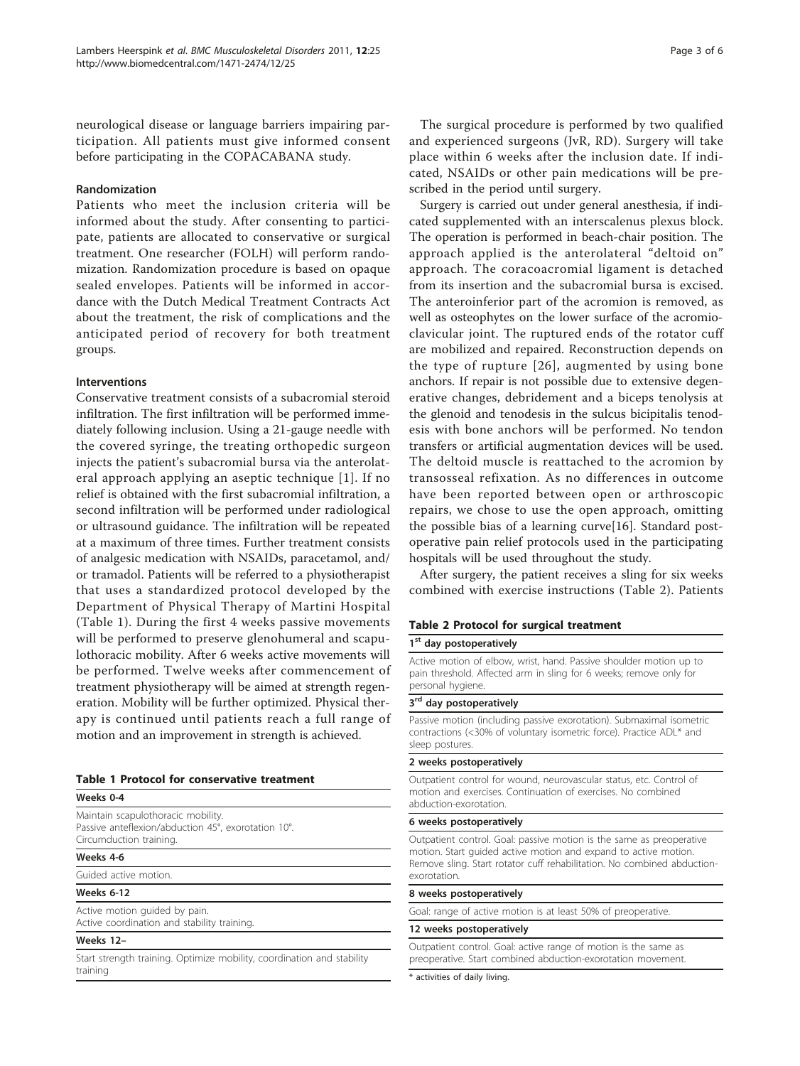neurological disease or language barriers impairing participation. All patients must give informed consent before participating in the COPACABANA study.

### Randomization

Patients who meet the inclusion criteria will be informed about the study. After consenting to participate, patients are allocated to conservative or surgical treatment. One researcher (FOLH) will perform randomization. Randomization procedure is based on opaque sealed envelopes. Patients will be informed in accordance with the Dutch Medical Treatment Contracts Act about the treatment, the risk of complications and the anticipated period of recovery for both treatment groups.

### Interventions

Conservative treatment consists of a subacromial steroid infiltration. The first infiltration will be performed immediately following inclusion. Using a 21-gauge needle with the covered syringe, the treating orthopedic surgeon injects the patient's subacromial bursa via the anterolateral approach applying an aseptic technique [1]. If no relief is obtained with the first subacromial infiltration, a second infiltration will be performed under radiological or ultrasound guidance. The infiltration will be repeated at a maximum of three times. Further treatment consists of analgesic medication with NSAIDs, paracetamol, and/or tramadol. Patients will be referred to a physiotherapist that uses a standardized protocol developed by the Department of Physical Therapy of Martini Hospital (Table 1). During the first 4 weeks passive movements will be performed to preserve glenohumeral and scapulothoracic mobility. After 6 weeks active movements will be performed. Twelve weeks after commencement of treatment physiotherapy will be aimed at strength regeneration. Mobility will be further optimized. Physical therapy is continued until patients reach a full range of motion and an improvement in strength is achieved.

**Table 1 Protocol for conservative treatment**

| Weeks 0-4 |
|---|
| Maintain scapulothoracic mobility. Passive anteflexion/abduction 45°, exorotation 10°. Circumduction training. |
| **Weeks 4-6** |
| Guided active motion. |
| **Weeks 6-12** |
| Active motion guided by pain. Active coordination and stability training. |
| **Weeks 12–** |
| Start strength training. Optimize mobility, coordination and stability training |

The surgical procedure is performed by two qualified and experienced surgeons (JvR, RD). Surgery will take place within 6 weeks after the inclusion date. If indicated, NSAIDs or other pain medications will be prescribed in the period until surgery.

Surgery is carried out under general anesthesia, if indicated supplemented with an interscalenus plexus block. The operation is performed in beach-chair position. The approach applied is the anterolateral "deltoid on" approach. The coracoacromial ligament is detached from its insertion and the subacromial bursa is excised. The anteroinferior part of the acromion is removed, as well as osteophytes on the lower surface of the acromioclavicular joint. The ruptured ends of the rotator cuff are mobilized and repaired. Reconstruction depends on the type of rupture [26], augmented by using bone anchors. If repair is not possible due to extensive degenerative changes, debridement and a biceps tenolysis at the glenoid and tenodesis in the sulcus bicipitalis tenodesis with bone anchors will be performed. No tendon transfers or artificial augmentation devices will be used. The deltoid muscle is reattached to the acromion by transosseal refixation. As no differences in outcome have been reported between open or arthroscopic repairs, we chose to use the open approach, omitting the possible bias of a learning curve[16]. Standard postoperative pain relief protocols used in the participating hospitals will be used throughout the study.

After surgery, the patient receives a sling for six weeks combined with exercise instructions (Table 2). Patients

**Table 2 Protocol for surgical treatment**

| 1st day postoperatively |
|---|
| Active motion of elbow, wrist, hand. Passive shoulder motion up to pain threshold. Affected arm in sling for 6 weeks; remove only for personal hygiene. |
| **3rd day postoperatively** |
| Passive motion (including passive exorotation). Submaximal isometric contractions (<30% of voluntary isometric force). Practice ADL* and sleep postures. |
| **2 weeks postoperatively** |
| Outpatient control for wound, neurovascular status, etc. Control of motion and exercises. Continuation of exercises. No combined abduction-exorotation. |
| **6 weeks postoperatively** |
| Outpatient control. Goal: passive motion is the same as preoperative motion. Start guided active motion and expand to active motion. Remove sling. Start rotator cuff rehabilitation. No combined abduction-exorotation. |
| **8 weeks postoperatively** |
| Goal: range of active motion is at least 50% of preoperative. |
| **12 weeks postoperatively** |
| Outpatient control. Goal: active range of motion is the same as preoperative. Start combined abduction-exorotation movement. |

* activities of daily living.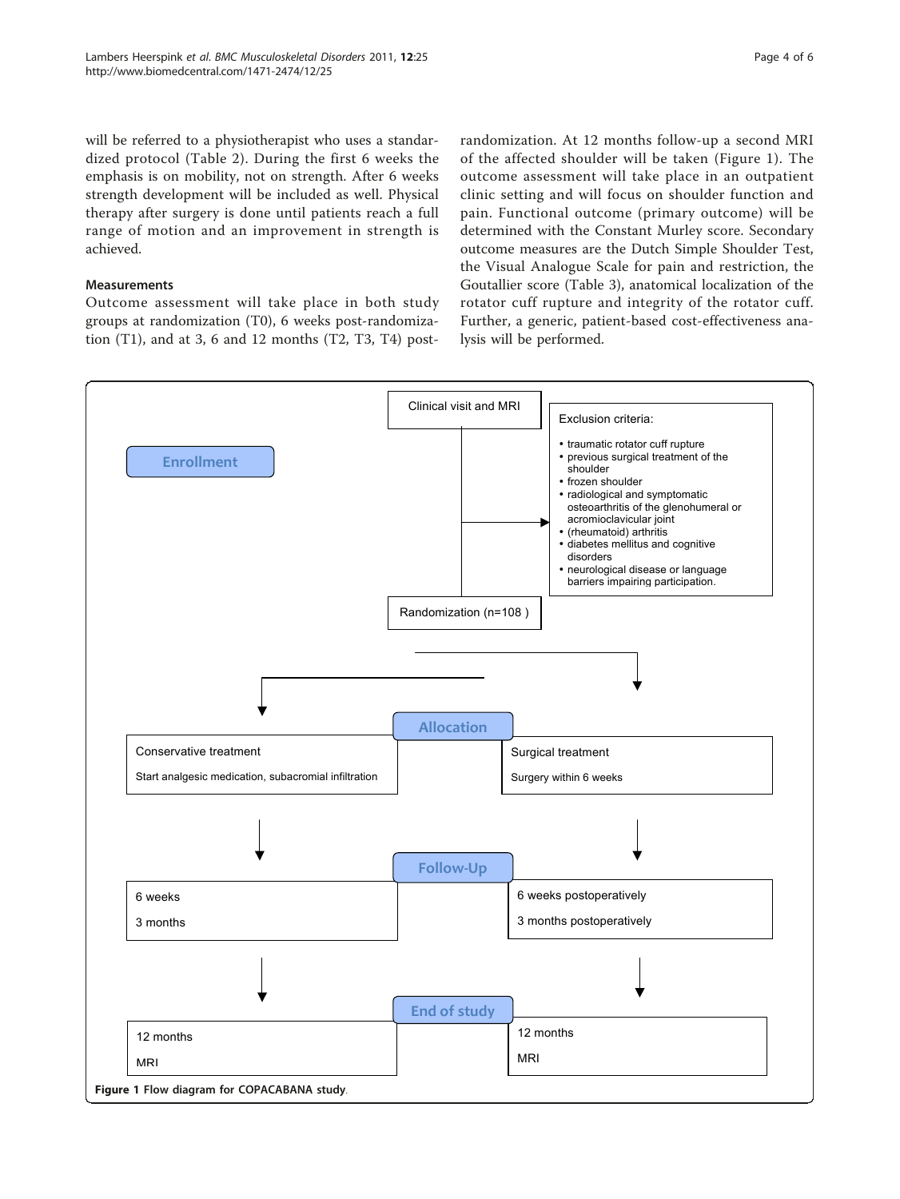will be referred to a physiotherapist who uses a standardized protocol (Table 2). During the first 6 weeks the emphasis is on mobility, not on strength. After 6 weeks strength development will be included as well. Physical therapy after surgery is done until patients reach a full range of motion and an improvement in strength is achieved.

### Measurements

Outcome assessment will take place in both study groups at randomization (T0), 6 weeks post-randomization (T1), and at 3, 6 and 12 months (T2, T3, T4) post-randomization. At 12 months follow-up a second MRI of the affected shoulder will be taken (Figure 1). The outcome assessment will take place in an outpatient clinic setting and will focus on shoulder function and pain. Functional outcome (primary outcome) will be determined with the Constant Murley score. Secondary outcome measures are the Dutch Simple Shoulder Test, the Visual Analogue Scale for pain and restriction, the Goutallier score (Table 3), anatomical localization of the rotator cuff rupture and integrity of the rotator cuff. Further, a generic, patient-based cost-effectiveness analysis will be performed.

**Enrollment**

Clinical visit and MRI

Exclusion criteria:

- traumatic rotator cuff rupture
- previous surgical treatment of the shoulder
- frozen shoulder
- radiological and symptomatic osteoarthritis of the glenohumeral or acromioclavicular joint
- (rheumatoid) arthritis
- diabetes mellitus and cognitive disorders
- neurological disease or language barriers impairing participation.

Randomization (n=108 )

**Allocation**

| Conservative treatment | Surgical treatment |
| --- | --- |
| Start analgesic medication, subacromial infiltration | Surgery within 6 weeks |

**Follow-Up**

| Conservative treatment | Surgical treatment |
| --- | --- |
| 6 weeks | 6 weeks postoperatively |
| 3 months | 3 months postoperatively |

**End of study**

| Conservative treatment | Surgical treatment |
| --- | --- |
| 12 months | 12 months |
| MRI | MRI |

**Figure 1 Flow diagram for COPACABANA study**.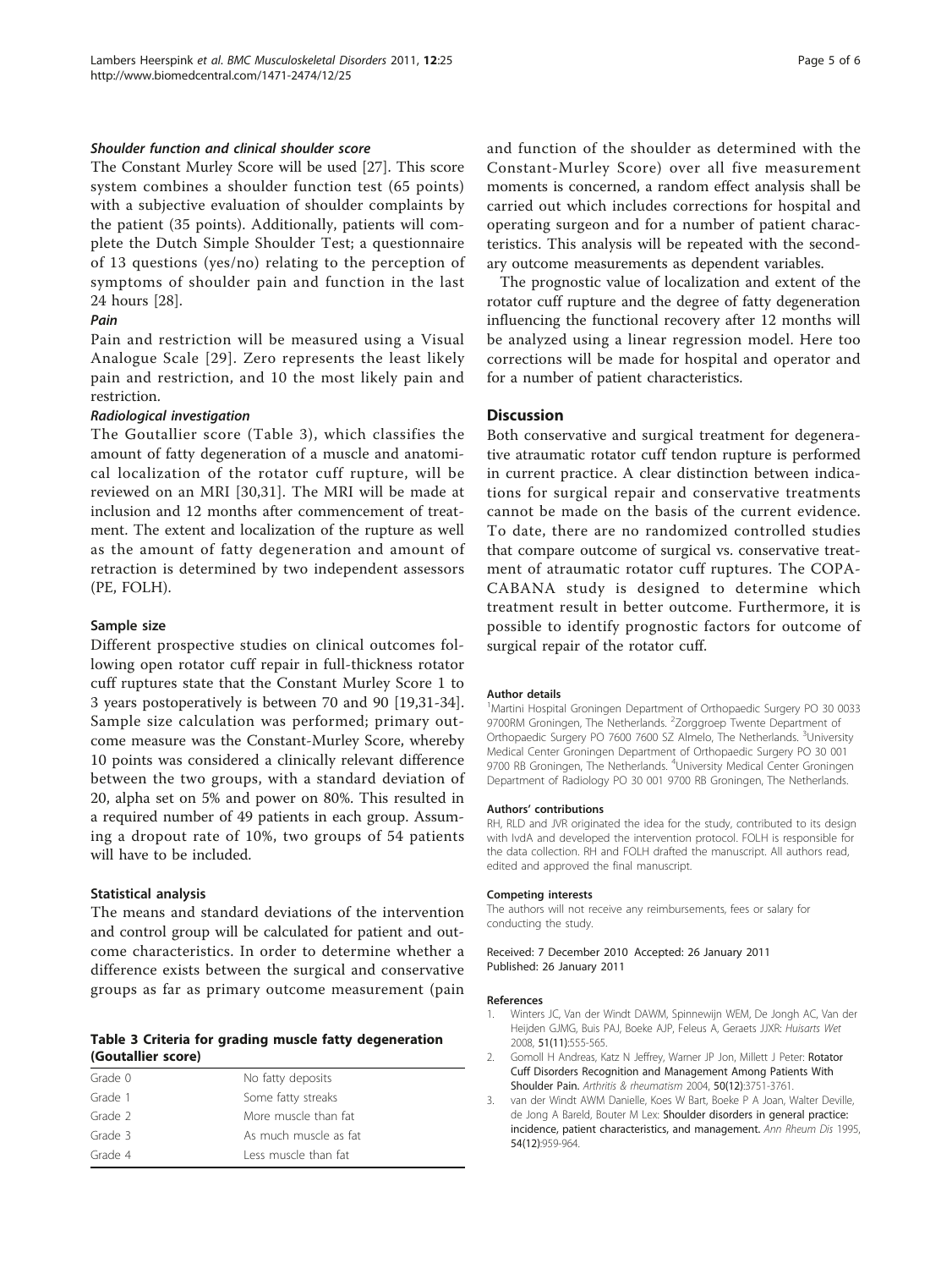#### *Shoulder function and clinical shoulder score*

The Constant Murley Score will be used [27]. This score system combines a shoulder function test (65 points) with a subjective evaluation of shoulder complaints by the patient (35 points). Additionally, patients will complete the Dutch Simple Shoulder Test; a questionnaire of 13 questions (yes/no) relating to the perception of symptoms of shoulder pain and function in the last 24 hours [28].

#### *Pain*

Pain and restriction will be measured using a Visual Analogue Scale [29]. Zero represents the least likely pain and restriction, and 10 the most likely pain and restriction.

#### *Radiological investigation*

The Goutallier score (Table 3), which classifies the amount of fatty degeneration of a muscle and anatomical localization of the rotator cuff rupture, will be reviewed on an MRI [30,31]. The MRI will be made at inclusion and 12 months after commencement of treatment. The extent and localization of the rupture as well as the amount of fatty degeneration and amount of retraction is determined by two independent assessors (PE, FOLH).

### Sample size

Different prospective studies on clinical outcomes following open rotator cuff repair in full-thickness rotator cuff ruptures state that the Constant Murley Score 1 to 3 years postoperatively is between 70 and 90 [19,31-34]. Sample size calculation was performed; primary outcome measure was the Constant-Murley Score, whereby 10 points was considered a clinically relevant difference between the two groups, with a standard deviation of 20, alpha set on 5% and power on 80%. This resulted in a required number of 49 patients in each group. Assuming a dropout rate of 10%, two groups of 54 patients will have to be included.

### Statistical analysis

The means and standard deviations of the intervention and control group will be calculated for patient and outcome characteristics. In order to determine whether a difference exists between the surgical and conservative groups as far as primary outcome measurement (pain and function of the shoulder as determined with the Constant-Murley Score) over all five measurement moments is concerned, a random effect analysis shall be carried out which includes corrections for hospital and operating surgeon and for a number of patient characteristics. This analysis will be repeated with the secondary outcome measurements as dependent variables.

The prognostic value of localization and extent of the rotator cuff rupture and the degree of fatty degeneration influencing the functional recovery after 12 months will be analyzed using a linear regression model. Here too corrections will be made for hospital and operator and for a number of patient characteristics.

**Table 3 Criteria for grading muscle fatty degeneration (Goutallier score)**

| | |
|---|---|
| Grade 0 | No fatty deposits |
| Grade 1 | Some fatty streaks |
| Grade 2 | More muscle than fat |
| Grade 3 | As much muscle as fat |
| Grade 4 | Less muscle than fat |

## Discussion

Both conservative and surgical treatment for degenerative atraumatic rotator cuff tendon rupture is performed in current practice. A clear distinction between indications for surgical repair and conservative treatments cannot be made on the basis of the current evidence. To date, there are no randomized controlled studies that compare outcome of surgical vs. conservative treatment of atraumatic rotator cuff ruptures. The COPACABANA study is designed to determine which treatment result in better outcome. Furthermore, it is possible to identify prognostic factors for outcome of surgical repair of the rotator cuff.

#### Author details

[1]Martini Hospital Groningen Department of Orthopaedic Surgery PO 30 0033 9700RM Groningen, The Netherlands. [2]Zorggroep Twente Department of Orthopaedic Surgery PO 7600 7600 SZ Almelo, The Netherlands. [3]University Medical Center Groningen Department of Orthopaedic Surgery PO 30 001 9700 RB Groningen, The Netherlands. [4]University Medical Center Groningen Department of Radiology PO 30 001 9700 RB Groningen, The Netherlands.

#### Authors' contributions

RH, RLD and JVR originated the idea for the study, contributed to its design with IvdA and developed the intervention protocol. FOLH is responsible for the data collection. RH and FOLH drafted the manuscript. All authors read, edited and approved the final manuscript.

#### Competing interests

The authors will not receive any reimbursements, fees or salary for conducting the study.

Received: 7 December 2010 Accepted: 26 January 2011
Published: 26 January 2011

#### References

1. Winters JC, Van der Windt DAWM, Spinnewijn WEM, De Jongh AC, Van der Heijden GJMG, Buis PAJ, Boeke AJP, Feleus A, Geraets JJXR: *Huisarts Wet* 2008, **51(11)**:555-565.
2. Gomoll H Andreas, Katz N Jeffrey, Warner JP Jon, Millett J Peter: **Rotator Cuff Disorders Recognition and Management Among Patients With Shoulder Pain.** *Arthritis & rheumatism* 2004, **50(12)**:3751-3761.
3. van der Windt AWM Danielle, Koes W Bart, Boeke P A Joan, Walter Deville, de Jong A Bareld, Bouter M Lex: **Shoulder disorders in general practice: incidence, patient characteristics, and management.** *Ann Rheum Dis* 1995, **54(12)**:959-964.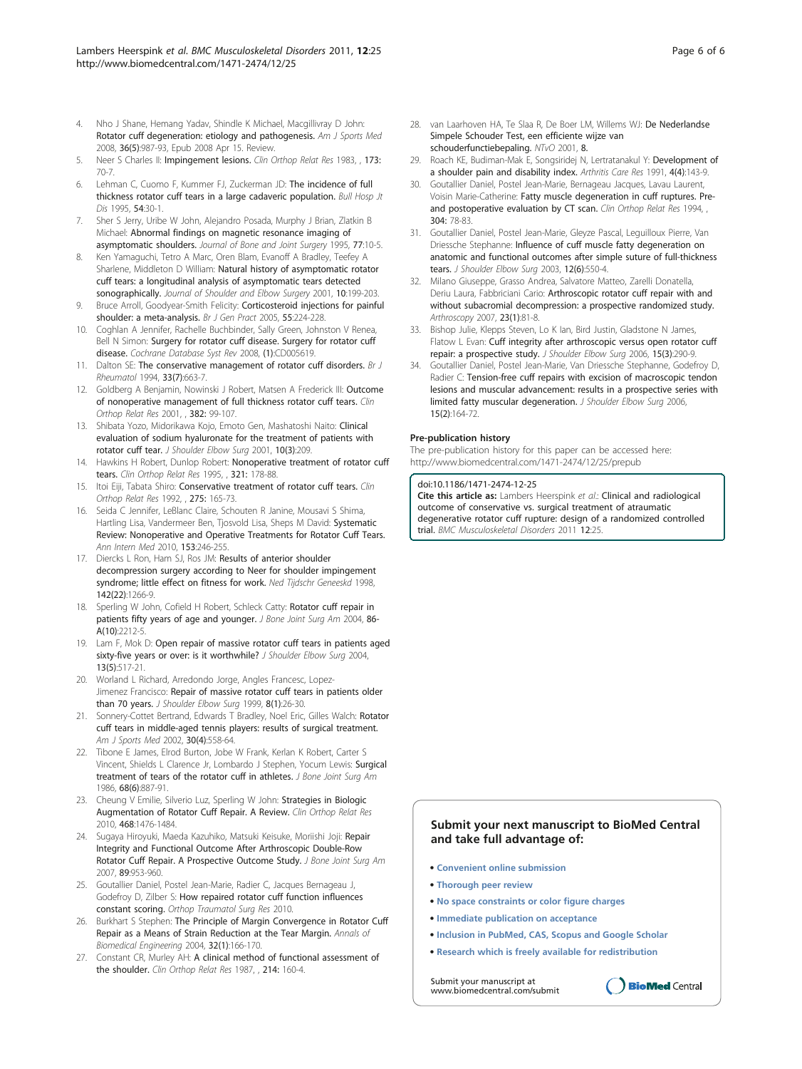4. Nho J Shane, Hemang Yadav, Shindle K Michael, Macgillivray D John: **Rotator cuff degeneration: etiology and pathogenesis.** *Am J Sports Med* 2008, **36(5)**:987-93, Epub 2008 Apr 15. Review.
5. Neer S Charles II: **Impingement lesions.** *Clin Orthop Relat Res* 1983, , **173**: 70-7.
6. Lehman C, Cuomo F, Kummer FJ, Zuckerman JD: **The incidence of full thickness rotator cuff tears in a large cadaveric population.** *Bull Hosp Jt Dis* 1995, **54**:30-1.
7. Sher S Jerry, Uribe W John, Alejandro Posada, Murphy J Brian, Zlatkin B Michael: **Abnormal findings on magnetic resonance imaging of asymptomatic shoulders.** *Journal of Bone and Joint Surgery* 1995, **77**:10-5.
8. Ken Yamaguchi, Tetro A Marc, Oren Blam, Evanoff A Bradley, Teefey A Sharlene, Middleton D William: **Natural history of asymptomatic rotator cuff tears: a longitudinal analysis of asymptomatic tears detected sonographically.** *Journal of Shoulder and Elbow Surgery* 2001, **10**:199-203.
9. Bruce Arroll, Goodyear-Smith Felicity: **Corticosteroid injections for painful shoulder: a meta-analysis.** *Br J Gen Pract* 2005, **55**:224-228.
10. Coghlan A Jennifer, Rachelle Buchbinder, Sally Green, Johnston V Renea, Bell N Simon: **Surgery for rotator cuff disease. Surgery for rotator cuff disease.** *Cochrane Database Syst Rev* 2008, **(1)**:CD005619.
11. Dalton SE: **The conservative management of rotator cuff disorders.** *Br J Rheumatol* 1994, **33(7)**:663-7.
12. Goldberg A Benjamin, Nowinski J Robert, Matsen A Frederick III: **Outcome of nonoperative management of full thickness rotator cuff tears.** *Clin Orthop Relat Res* 2001, , **382**: 99-107.
13. Shibata Yozo, Midorikawa Kojo, Emoto Gen, Mashatoshi Naito: **Clinical evaluation of sodium hyaluronate for the treatment of patients with rotator cuff tear.** *J Shoulder Elbow Surg* 2001, **10(3)**:209.
14. Hawkins H Robert, Dunlop Robert: **Nonoperative treatment of rotator cuff tears.** *Clin Orthop Relat Res* 1995, , **321**: 178-88.
15. Itoi Eiji, Tabata Shiro: **Conservative treatment of rotator cuff tears.** *Clin Orthop Relat Res* 1992, , **275**: 165-73.
16. Seida C Jennifer, LeBlanc Claire, Schouten R Janine, Mousavi S Shima, Hartling Lisa, Vandermeer Ben, Tjosvold Lisa, Sheps M David: **Systematic Review: Nonoperative and Operative Treatments for Rotator Cuff Tears.** *Ann Intern Med* 2010, **153**:246-255.
17. Diercks L Ron, Ham SJ, Ros JM: **Results of anterior shoulder decompression surgery according to Neer for shoulder impingement syndrome; little effect on fitness for work.** *Ned Tijdschr Geneeskd* 1998, **142(22)**:1266-9.
18. Sperling W John, Cofield H Robert, Schleck Catty: **Rotator cuff repair in patients fifty years of age and younger.** *J Bone Joint Surg Am* 2004, **86-A(10)**:2212-5.
19. Lam F, Mok D: **Open repair of massive rotator cuff tears in patients aged sixty-five years or over: is it worthwhile?** *J Shoulder Elbow Surg* 2004, **13(5)**:517-21.
20. Worland L Richard, Arredondo Jorge, Angles Francesc, Lopez-Jimenez Francisco: **Repair of massive rotator cuff tears in patients older than 70 years.** *J Shoulder Elbow Surg* 1999, **8(1)**:26-30.
21. Sonnery-Cottet Bertrand, Edwards T Bradley, Noel Eric, Gilles Walch: **Rotator cuff tears in middle-aged tennis players: results of surgical treatment.** *Am J Sports Med* 2002, **30(4)**:558-64.
22. Tibone E James, Elrod Burton, Jobe W Frank, Kerlan K Robert, Carter S Vincent, Shields L Clarence Jr, Lombardo J Stephen, Yocum Lewis: **Surgical treatment of tears of the rotator cuff in athletes.** *J Bone Joint Surg Am* 1986, **68(6)**:887-91.
23. Cheung V Emilie, Silverio Luz, Sperling W John: **Strategies in Biologic Augmentation of Rotator Cuff Repair. A Review.** *Clin Orthop Relat Res* 2010, **468**:1476-1484.
24. Sugaya Hiroyuki, Maeda Kazuhiko, Matsuki Keisuke, Moriishi Joji: **Repair Integrity and Functional Outcome After Arthroscopic Double-Row Rotator Cuff Repair. A Prospective Outcome Study.** *J Bone Joint Surg Am* 2007, **89**:953-960.
25. Goutallier Daniel, Postel Jean-Marie, Radier C, Jacques Bernageau J, Godefroy D, Zilber S: **How repaired rotator cuff function influences constant scoring.** *Orthop Traumatol Surg Res* 2010.
26. Burkhart S Stephen: **The Principle of Margin Convergence in Rotator Cuff Repair as a Means of Strain Reduction at the Tear Margin.** *Annals of Biomedical Engineering* 2004, **32(1)**:166-170.
27. Constant CR, Murley AH: **A clinical method of functional assessment of the shoulder.** *Clin Orthop Relat Res* 1987, , **214**: 160-4.
28. van Laarhoven HA, Te Slaa R, De Boer LM, Willems WJ: **De Nederlandse Simpele Schouder Test, een efficiente wijze van schouderfunctiebepaling.** *NTvO* 2001, **8**.
29. Roach KE, Budiman-Mak E, Songsiridej N, Lertratanakul Y: **Development of a shoulder pain and disability index.** *Arthritis Care Res* 1991, **4(4)**:143-9.
30. Goutallier Daniel, Postel Jean-Marie, Bernageau Jacques, Lavau Laurent, Voisin Marie-Catherine: **Fatty muscle degeneration in cuff ruptures. Pre- and postoperative evaluation by CT scan.** *Clin Orthop Relat Res* 1994, , **304**: 78-83.
31. Goutallier Daniel, Postel Jean-Marie, Gleyze Pascal, Leguilloux Pierre, Van Driessche Stephanne: **Influence of cuff muscle fatty degeneration on anatomic and functional outcomes after simple suture of full-thickness tears.** *J Shoulder Elbow Surg* 2003, **12(6)**:550-4.
32. Milano Giuseppe, Grasso Andrea, Salvatore Matteo, Zarelli Donatella, Deriu Laura, Fabbriciani Cario: **Arthroscopic rotator cuff repair with and without subacromial decompression: a prospective randomized study.** *Arthroscopy* 2007, **23(1)**:81-8.
33. Bishop Julie, Klepps Steven, Lo K Ian, Bird Justin, Gladstone N James, Flatow L Evan: **Cuff integrity after arthroscopic versus open rotator cuff repair: a prospective study.** *J Shoulder Elbow Surg* 2006, **15(3)**:290-9.
34. Goutallier Daniel, Postel Jean-Marie, Van Driessche Stephanne, Godefroy D, Radier C: **Tension-free cuff repairs with excision of macroscopic tendon lesions and muscular advancement: results in a prospective series with limited fatty muscular degeneration.** *J Shoulder Elbow Surg* 2006, **15(2)**:164-72.

### Pre-publication history

The pre-publication history for this paper can be accessed here:
http://www.biomedcentral.com/1471-2474/12/25/prepub

doi:10.1186/1471-2474-12-25
**Cite this article as:** Lambers Heerspink *et al.*: Clinical and radiological outcome of conservative vs. surgical treatment of atraumatic degenerative rotator cuff rupture: design of a randomized controlled trial. *BMC Musculoskeletal Disorders* 2011 **12**:25.

**Submit your next manuscript to BioMed Central and take full advantage of:**

- Convenient online submission
- Thorough peer review
- No space constraints or color figure charges
- Immediate publication on acceptance
- Inclusion in PubMed, CAS, Scopus and Google Scholar
- Research which is freely available for redistribution

Submit your manuscript at
www.biomedcentral.com/submit

BioMed Central